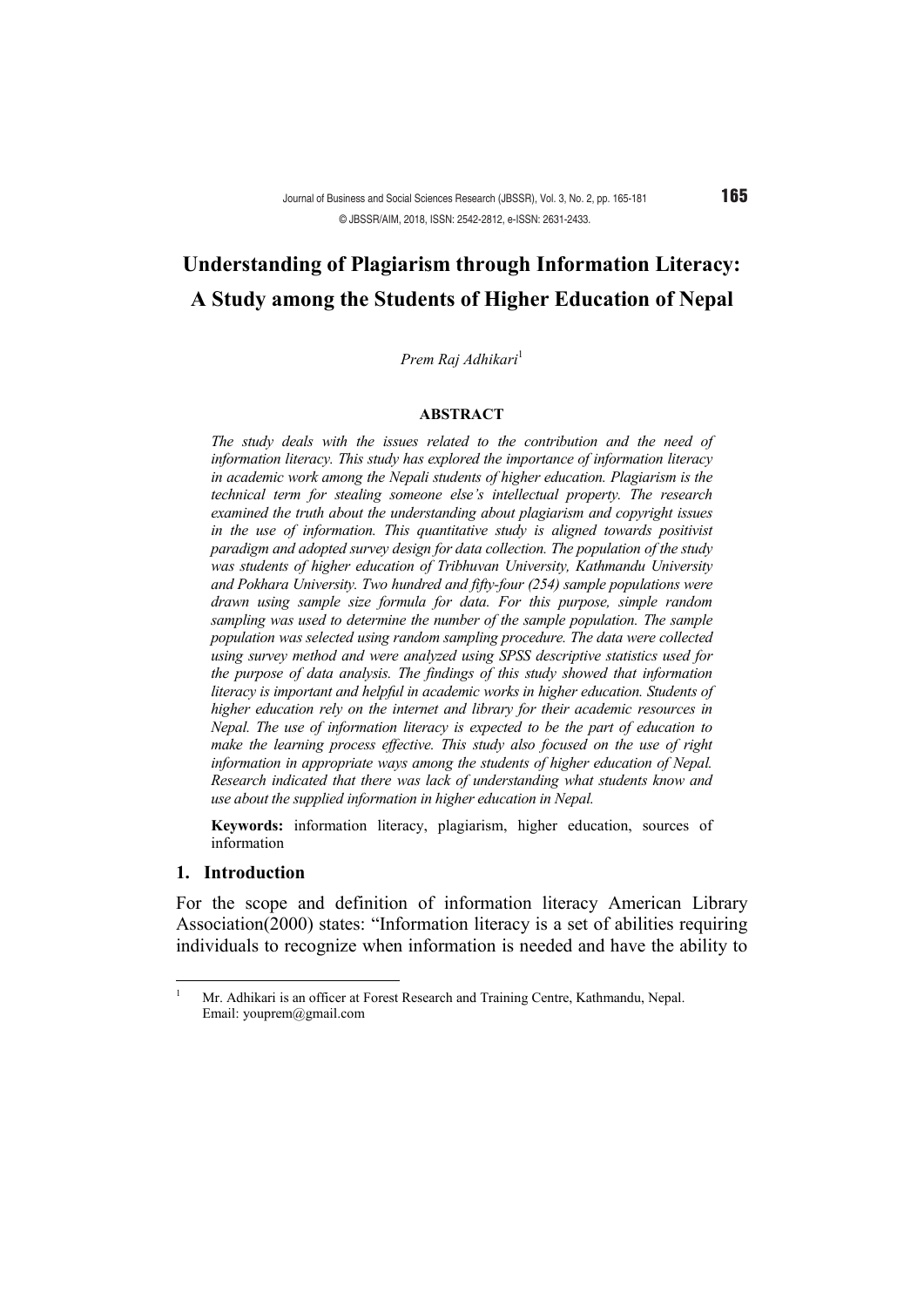# Understanding of Plagiarism through Information Literacy: A Study among the Students of Higher Education of Nepal

*Prem Raj Adhikari*[1]

**ABSTRACT**

*The study deals with the issues related to the contribution and the need of information literacy. This study has explored the importance of information literacy in academic work among the Nepali students of higher education. Plagiarism is the technical term for stealing someone else's intellectual property. The research examined the truth about the understanding about plagiarism and copyright issues in the use of information. This quantitative study is aligned towards positivist paradigm and adopted survey design for data collection. The population of the study was students of higher education of Tribhuvan University, Kathmandu University and Pokhara University. Two hundred and fifty-four (254) sample populations were drawn using sample size formula for data. For this purpose, simple random sampling was used to determine the number of the sample population. The sample population was selected using random sampling procedure. The data were collected using survey method and were analyzed using SPSS descriptive statistics used for the purpose of data analysis. The findings of this study showed that information literacy is important and helpful in academic works in higher education. Students of higher education rely on the internet and library for their academic resources in Nepal. The use of information literacy is expected to be the part of education to make the learning process effective. This study also focused on the use of right information in appropriate ways among the students of higher education of Nepal. Research indicated that there was lack of understanding what students know and use about the supplied information in higher education in Nepal.*

**Keywords:** information literacy, plagiarism, higher education, sources of information

## 1. Introduction

For the scope and definition of information literacy American Library Association(2000) states: "Information literacy is a set of abilities requiring individuals to recognize when information is needed and have the ability to

[1] Mr. Adhikari is an officer at Forest Research and Training Centre, Kathmandu, Nepal. Email: youprem@gmail.com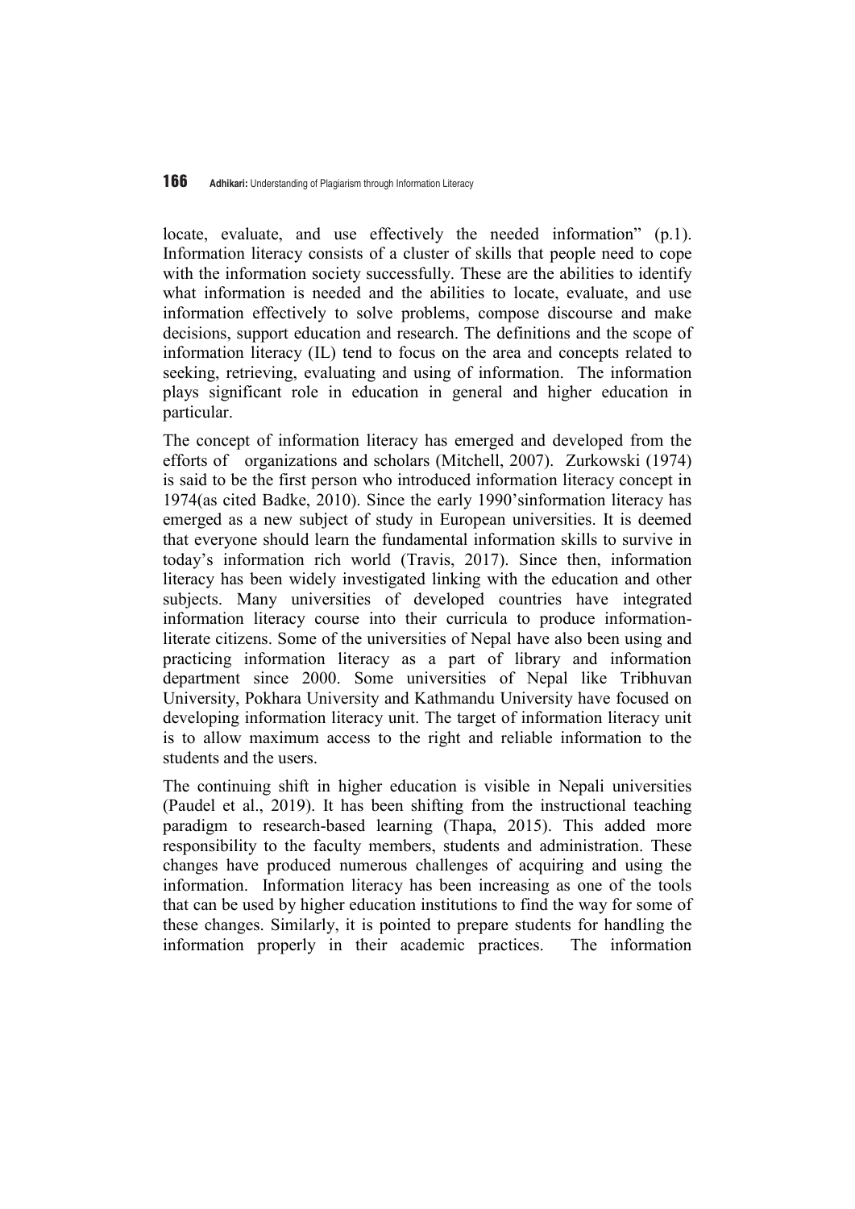locate, evaluate, and use effectively the needed information" (p.1). Information literacy consists of a cluster of skills that people need to cope with the information society successfully. These are the abilities to identify what information is needed and the abilities to locate, evaluate, and use information effectively to solve problems, compose discourse and make decisions, support education and research. The definitions and the scope of information literacy (IL) tend to focus on the area and concepts related to seeking, retrieving, evaluating and using of information. The information plays significant role in education in general and higher education in particular.

The concept of information literacy has emerged and developed from the efforts of organizations and scholars (Mitchell, 2007). Zurkowski (1974) is said to be the first person who introduced information literacy concept in 1974(as cited Badke, 2010). Since the early 1990'sinformation literacy has emerged as a new subject of study in European universities. It is deemed that everyone should learn the fundamental information skills to survive in today's information rich world (Travis, 2017). Since then, information literacy has been widely investigated linking with the education and other subjects. Many universities of developed countries have integrated information literacy course into their curricula to produce information-literate citizens. Some of the universities of Nepal have also been using and practicing information literacy as a part of library and information department since 2000. Some universities of Nepal like Tribhuvan University, Pokhara University and Kathmandu University have focused on developing information literacy unit. The target of information literacy unit is to allow maximum access to the right and reliable information to the students and the users.

The continuing shift in higher education is visible in Nepali universities (Paudel et al., 2019). It has been shifting from the instructional teaching paradigm to research-based learning (Thapa, 2015). This added more responsibility to the faculty members, students and administration. These changes have produced numerous challenges of acquiring and using the information. Information literacy has been increasing as one of the tools that can be used by higher education institutions to find the way for some of these changes. Similarly, it is pointed to prepare students for handling the information properly in their academic practices. The information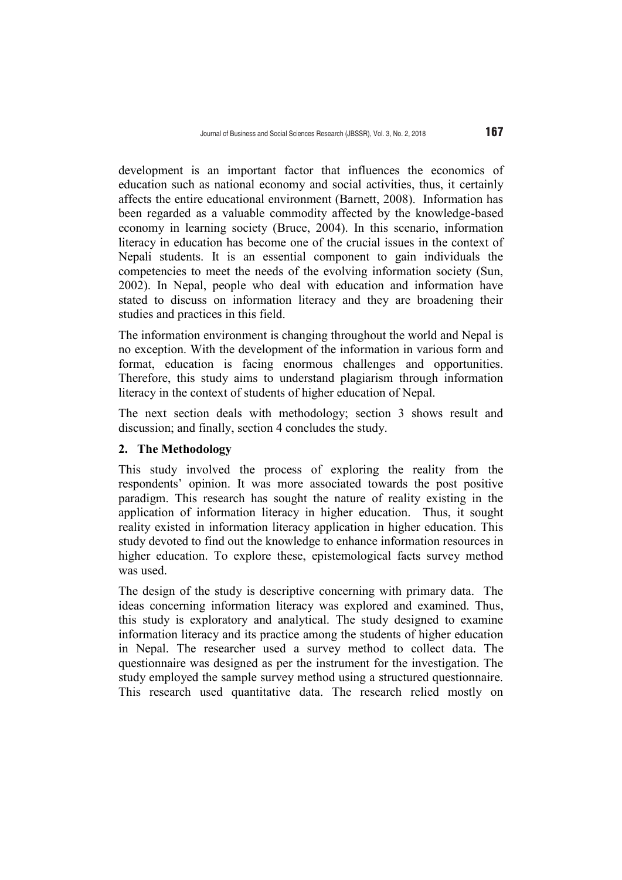development is an important factor that influences the economics of education such as national economy and social activities, thus, it certainly affects the entire educational environment (Barnett, 2008). Information has been regarded as a valuable commodity affected by the knowledge-based economy in learning society (Bruce, 2004). In this scenario, information literacy in education has become one of the crucial issues in the context of Nepali students. It is an essential component to gain individuals the competencies to meet the needs of the evolving information society (Sun, 2002). In Nepal, people who deal with education and information have stated to discuss on information literacy and they are broadening their studies and practices in this field.

The information environment is changing throughout the world and Nepal is no exception. With the development of the information in various form and format, education is facing enormous challenges and opportunities. Therefore, this study aims to understand plagiarism through information literacy in the context of students of higher education of Nepal.

The next section deals with methodology; section 3 shows result and discussion; and finally, section 4 concludes the study.

## 2. The Methodology

This study involved the process of exploring the reality from the respondents' opinion. It was more associated towards the post positive paradigm. This research has sought the nature of reality existing in the application of information literacy in higher education. Thus, it sought reality existed in information literacy application in higher education. This study devoted to find out the knowledge to enhance information resources in higher education. To explore these, epistemological facts survey method was used.

The design of the study is descriptive concerning with primary data. The ideas concerning information literacy was explored and examined. Thus, this study is exploratory and analytical. The study designed to examine information literacy and its practice among the students of higher education in Nepal. The researcher used a survey method to collect data. The questionnaire was designed as per the instrument for the investigation. The study employed the sample survey method using a structured questionnaire. This research used quantitative data. The research relied mostly on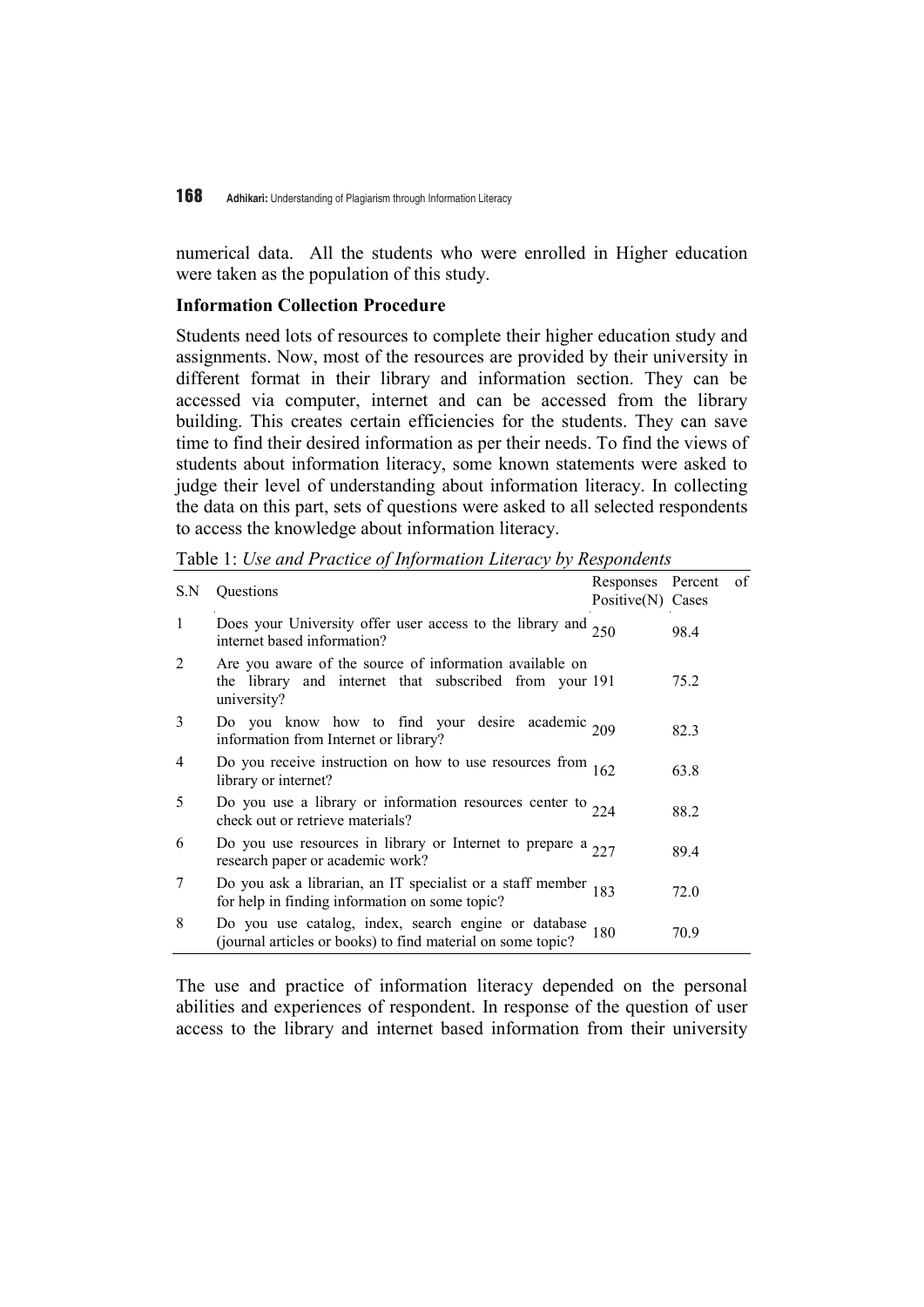numerical data. All the students who were enrolled in Higher education were taken as the population of this study.

**Information Collection Procedure**

Students need lots of resources to complete their higher education study and assignments. Now, most of the resources are provided by their university in different format in their library and information section. They can be accessed via computer, internet and can be accessed from the library building. This creates certain efficiencies for the students. They can save time to find their desired information as per their needs. To find the views of students about information literacy, some known statements were asked to judge their level of understanding about information literacy. In collecting the data on this part, sets of questions were asked to all selected respondents to access the knowledge about information literacy.

Table 1: *Use and Practice of Information Literacy by Respondents*

| S.N | Questions | Responses Positive(N) | Percent of Cases |
|---|---|---|---|
| 1 | Does your University offer user access to the library and internet based information? | 250 | 98.4 |
| 2 | Are you aware of the source of information available on the library and internet that subscribed from your university? | 191 | 75.2 |
| 3 | Do you know how to find your desire academic information from Internet or library? | 209 | 82.3 |
| 4 | Do you receive instruction on how to use resources from library or internet? | 162 | 63.8 |
| 5 | Do you use a library or information resources center to check out or retrieve materials? | 224 | 88.2 |
| 6 | Do you use resources in library or Internet to prepare a research paper or academic work? | 227 | 89.4 |
| 7 | Do you ask a librarian, an IT specialist or a staff member for help in finding information on some topic? | 183 | 72.0 |
| 8 | Do you use catalog, index, search engine or database (journal articles or books) to find material on some topic? | 180 | 70.9 |

The use and practice of information literacy depended on the personal abilities and experiences of respondent. In response of the question of user access to the library and internet based information from their university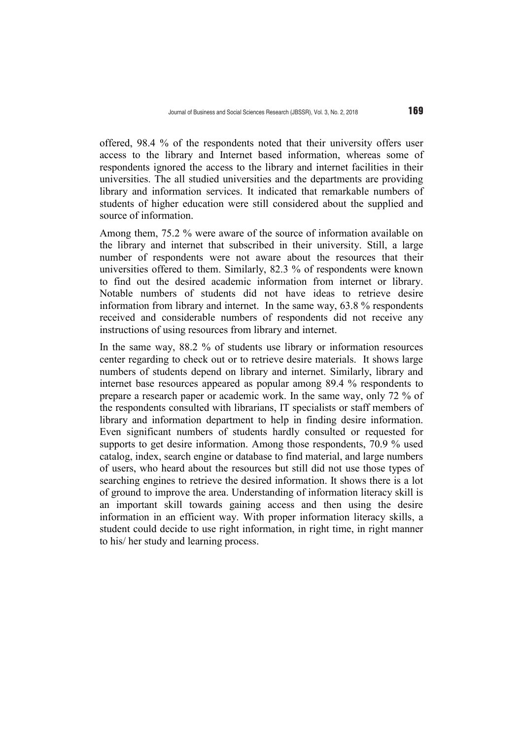offered, 98.4 % of the respondents noted that their university offers user access to the library and Internet based information, whereas some of respondents ignored the access to the library and internet facilities in their universities. The all studied universities and the departments are providing library and information services. It indicated that remarkable numbers of students of higher education were still considered about the supplied and source of information.

Among them, 75.2 % were aware of the source of information available on the library and internet that subscribed in their university. Still, a large number of respondents were not aware about the resources that their universities offered to them. Similarly, 82.3 % of respondents were known to find out the desired academic information from internet or library. Notable numbers of students did not have ideas to retrieve desire information from library and internet. In the same way, 63.8 % respondents received and considerable numbers of respondents did not receive any instructions of using resources from library and internet.

In the same way, 88.2 % of students use library or information resources center regarding to check out or to retrieve desire materials. It shows large numbers of students depend on library and internet. Similarly, library and internet base resources appeared as popular among 89.4 % respondents to prepare a research paper or academic work. In the same way, only 72 % of the respondents consulted with librarians, IT specialists or staff members of library and information department to help in finding desire information. Even significant numbers of students hardly consulted or requested for supports to get desire information. Among those respondents, 70.9 % used catalog, index, search engine or database to find material, and large numbers of users, who heard about the resources but still did not use those types of searching engines to retrieve the desired information. It shows there is a lot of ground to improve the area. Understanding of information literacy skill is an important skill towards gaining access and then using the desire information in an efficient way. With proper information literacy skills, a student could decide to use right information, in right time, in right manner to his/ her study and learning process.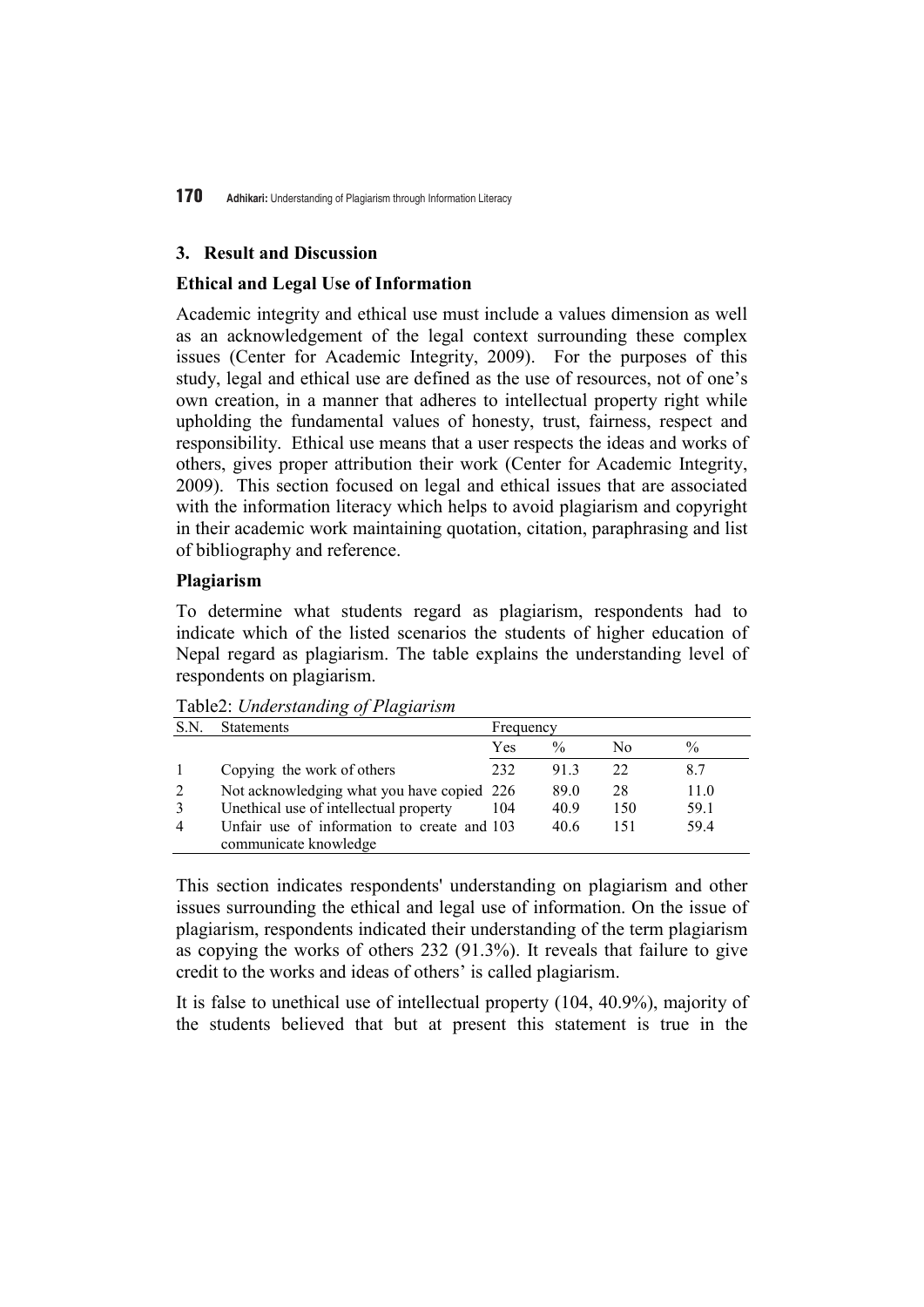## 3. Result and Discussion

### Ethical and Legal Use of Information

Academic integrity and ethical use must include a values dimension as well as an acknowledgement of the legal context surrounding these complex issues (Center for Academic Integrity, 2009). For the purposes of this study, legal and ethical use are defined as the use of resources, not of one's own creation, in a manner that adheres to intellectual property right while upholding the fundamental values of honesty, trust, fairness, respect and responsibility. Ethical use means that a user respects the ideas and works of others, gives proper attribution their work (Center for Academic Integrity, 2009). This section focused on legal and ethical issues that are associated with the information literacy which helps to avoid plagiarism and copyright in their academic work maintaining quotation, citation, paraphrasing and list of bibliography and reference.

### Plagiarism

To determine what students regard as plagiarism, respondents had to indicate which of the listed scenarios the students of higher education of Nepal regard as plagiarism. The table explains the understanding level of respondents on plagiarism.

Table2: *Understanding of Plagiarism*

| S.N. | Statements | Frequency | | | |
|---|---|---|---|---|---|
| | | Yes | % | No | % |
| 1 | Copying the work of others | 232 | 91.3 | 22 | 8.7 |
| 2 | Not acknowledging what you have copied | 226 | 89.0 | 28 | 11.0 |
| 3 | Unethical use of intellectual property | 104 | 40.9 | 150 | 59.1 |
| 4 | Unfair use of information to create and communicate knowledge | 103 | 40.6 | 151 | 59.4 |

This section indicates respondents' understanding on plagiarism and other issues surrounding the ethical and legal use of information. On the issue of plagiarism, respondents indicated their understanding of the term plagiarism as copying the works of others 232 (91.3%). It reveals that failure to give credit to the works and ideas of others' is called plagiarism.

It is false to unethical use of intellectual property (104, 40.9%), majority of the students believed that but at present this statement is true in the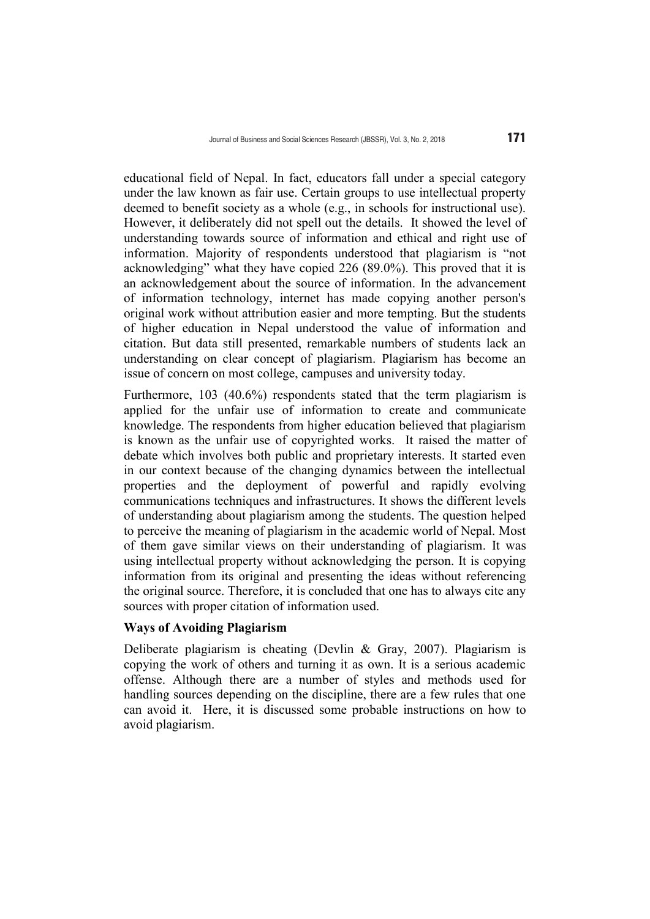educational field of Nepal. In fact, educators fall under a special category under the law known as fair use. Certain groups to use intellectual property deemed to benefit society as a whole (e.g., in schools for instructional use). However, it deliberately did not spell out the details. It showed the level of understanding towards source of information and ethical and right use of information. Majority of respondents understood that plagiarism is "not acknowledging" what they have copied 226 (89.0%). This proved that it is an acknowledgement about the source of information. In the advancement of information technology, internet has made copying another person's original work without attribution easier and more tempting. But the students of higher education in Nepal understood the value of information and citation. But data still presented, remarkable numbers of students lack an understanding on clear concept of plagiarism. Plagiarism has become an issue of concern on most college, campuses and university today.

Furthermore, 103 (40.6%) respondents stated that the term plagiarism is applied for the unfair use of information to create and communicate knowledge. The respondents from higher education believed that plagiarism is known as the unfair use of copyrighted works. It raised the matter of debate which involves both public and proprietary interests. It started even in our context because of the changing dynamics between the intellectual properties and the deployment of powerful and rapidly evolving communications techniques and infrastructures. It shows the different levels of understanding about plagiarism among the students. The question helped to perceive the meaning of plagiarism in the academic world of Nepal. Most of them gave similar views on their understanding of plagiarism. It was using intellectual property without acknowledging the person. It is copying information from its original and presenting the ideas without referencing the original source. Therefore, it is concluded that one has to always cite any sources with proper citation of information used.

### Ways of Avoiding Plagiarism

Deliberate plagiarism is cheating (Devlin & Gray, 2007). Plagiarism is copying the work of others and turning it as own. It is a serious academic offense. Although there are a number of styles and methods used for handling sources depending on the discipline, there are a few rules that one can avoid it. Here, it is discussed some probable instructions on how to avoid plagiarism.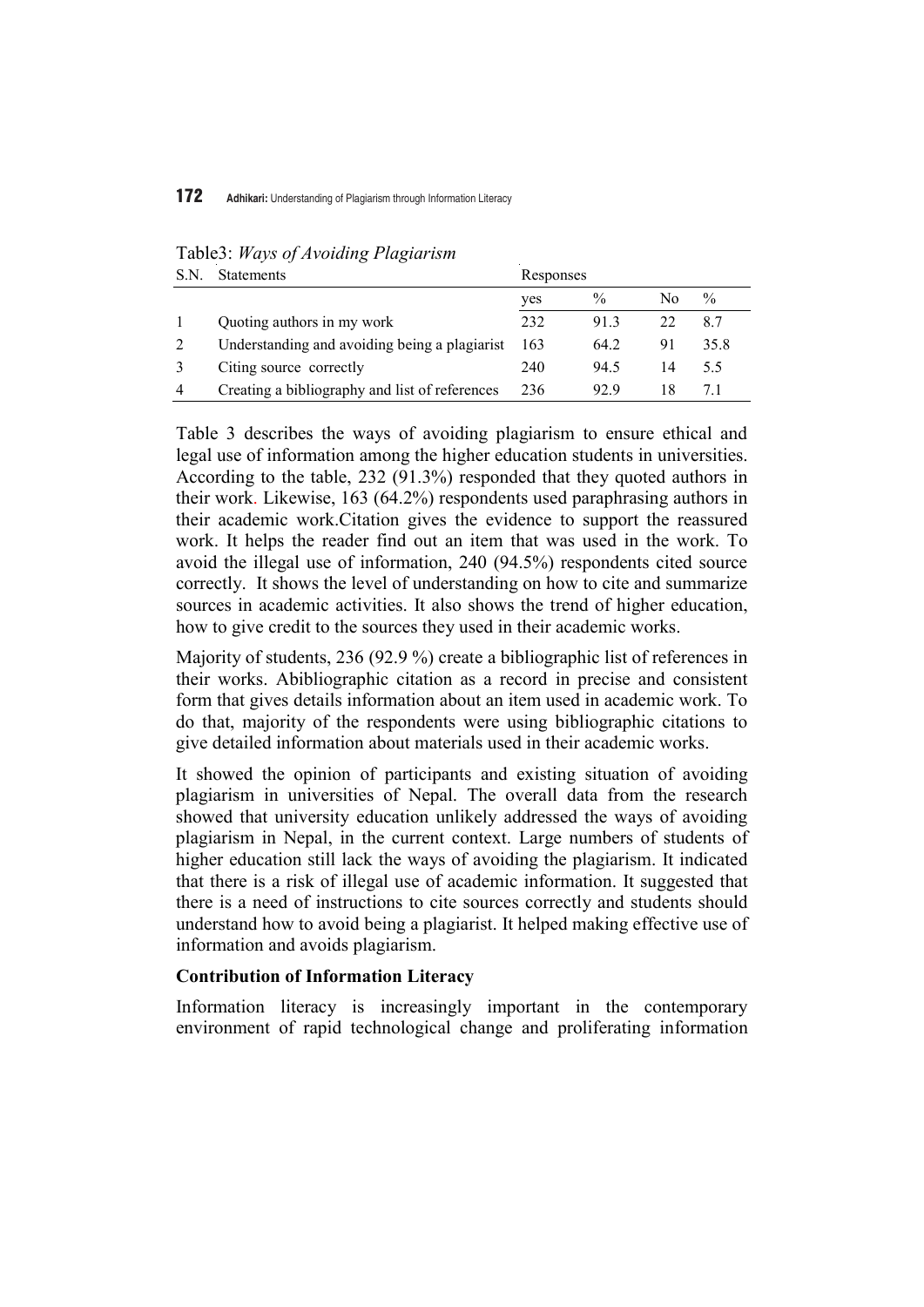Table3: *Ways of Avoiding Plagiarism*

| S.N. | Statements | Responses | | | |
|---|---|---|---|---|---|
| | | yes | % | No | % |
| 1 | Quoting authors in my work | 232 | 91.3 | 22 | 8.7 |
| 2 | Understanding and avoiding being a plagiarist | 163 | 64.2 | 91 | 35.8 |
| 3 | Citing source correctly | 240 | 94.5 | 14 | 5.5 |
| 4 | Creating a bibliography and list of references | 236 | 92.9 | 18 | 7.1 |

Table 3 describes the ways of avoiding plagiarism to ensure ethical and legal use of information among the higher education students in universities. According to the table, 232 (91.3%) responded that they quoted authors in their work. Likewise, 163 (64.2%) respondents used paraphrasing authors in their academic work.Citation gives the evidence to support the reassured work. It helps the reader find out an item that was used in the work. To avoid the illegal use of information, 240 (94.5%) respondents cited source correctly. It shows the level of understanding on how to cite and summarize sources in academic activities. It also shows the trend of higher education, how to give credit to the sources they used in their academic works.

Majority of students, 236 (92.9 %) create a bibliographic list of references in their works. Abibliographic citation as a record in precise and consistent form that gives details information about an item used in academic work. To do that, majority of the respondents were using bibliographic citations to give detailed information about materials used in their academic works.

It showed the opinion of participants and existing situation of avoiding plagiarism in universities of Nepal. The overall data from the research showed that university education unlikely addressed the ways of avoiding plagiarism in Nepal, in the current context. Large numbers of students of higher education still lack the ways of avoiding the plagiarism. It indicated that there is a risk of illegal use of academic information. It suggested that there is a need of instructions to cite sources correctly and students should understand how to avoid being a plagiarist. It helped making effective use of information and avoids plagiarism.

**Contribution of Information Literacy**

Information literacy is increasingly important in the contemporary environment of rapid technological change and proliferating information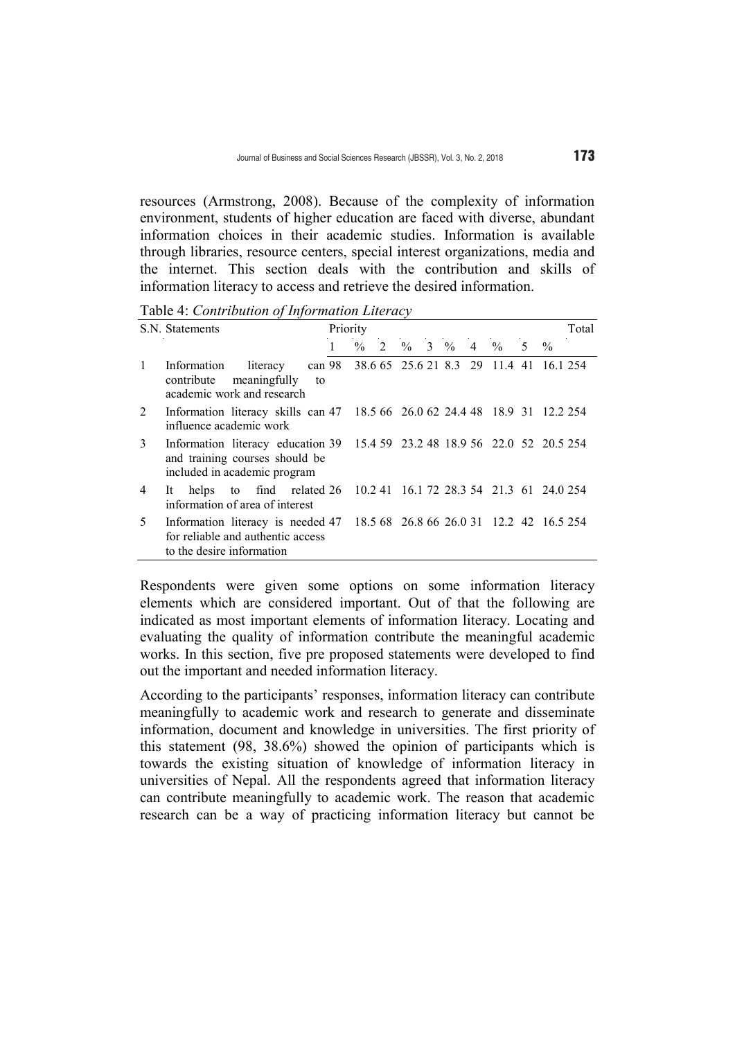resources (Armstrong, 2008). Because of the complexity of information environment, students of higher education are faced with diverse, abundant information choices in their academic studies. Information is available through libraries, resource centers, special interest organizations, media and the internet. This section deals with the contribution and skills of information literacy to access and retrieve the desired information.

Table 4: *Contribution of Information Literacy*

| S.N. | Statements | Priority | | | | | | | | | | Total |
|---|---|---|---|---|---|---|---|---|---|---|---|---|
| | | 1 | % | 2 | % | 3 | % | 4 | % | 5 | % | |
| 1 | Information literacy can contribute meaningfully to academic work and research | 98 | 38.6 | 65 | 25.6 | 21 | 8.3 | 29 | 11.4 | 41 | 16.1 | 254 |
| 2 | Information literacy skills can influence academic work | 47 | 18.5 | 66 | 26.0 | 62 | 24.4 | 48 | 18.9 | 31 | 12.2 | 254 |
| 3 | Information literacy education and training courses should be included in academic program | 39 | 15.4 | 59 | 23.2 | 48 | 18.9 | 56 | 22.0 | 52 | 20.5 | 254 |
| 4 | It helps to find related information of area of interest | 26 | 10.2 | 41 | 16.1 | 72 | 28.3 | 54 | 21.3 | 61 | 24.0 | 254 |
| 5 | Information literacy is needed for reliable and authentic access to the desire information | 47 | 18.5 | 68 | 26.8 | 66 | 26.0 | 31 | 12.2 | 42 | 16.5 | 254 |

Respondents were given some options on some information literacy elements which are considered important. Out of that the following are indicated as most important elements of information literacy. Locating and evaluating the quality of information contribute the meaningful academic works. In this section, five pre proposed statements were developed to find out the important and needed information literacy.

According to the participants' responses, information literacy can contribute meaningfully to academic work and research to generate and disseminate information, document and knowledge in universities. The first priority of this statement (98, 38.6%) showed the opinion of participants which is towards the existing situation of knowledge of information literacy in universities of Nepal. All the respondents agreed that information literacy can contribute meaningfully to academic work. The reason that academic research can be a way of practicing information literacy but cannot be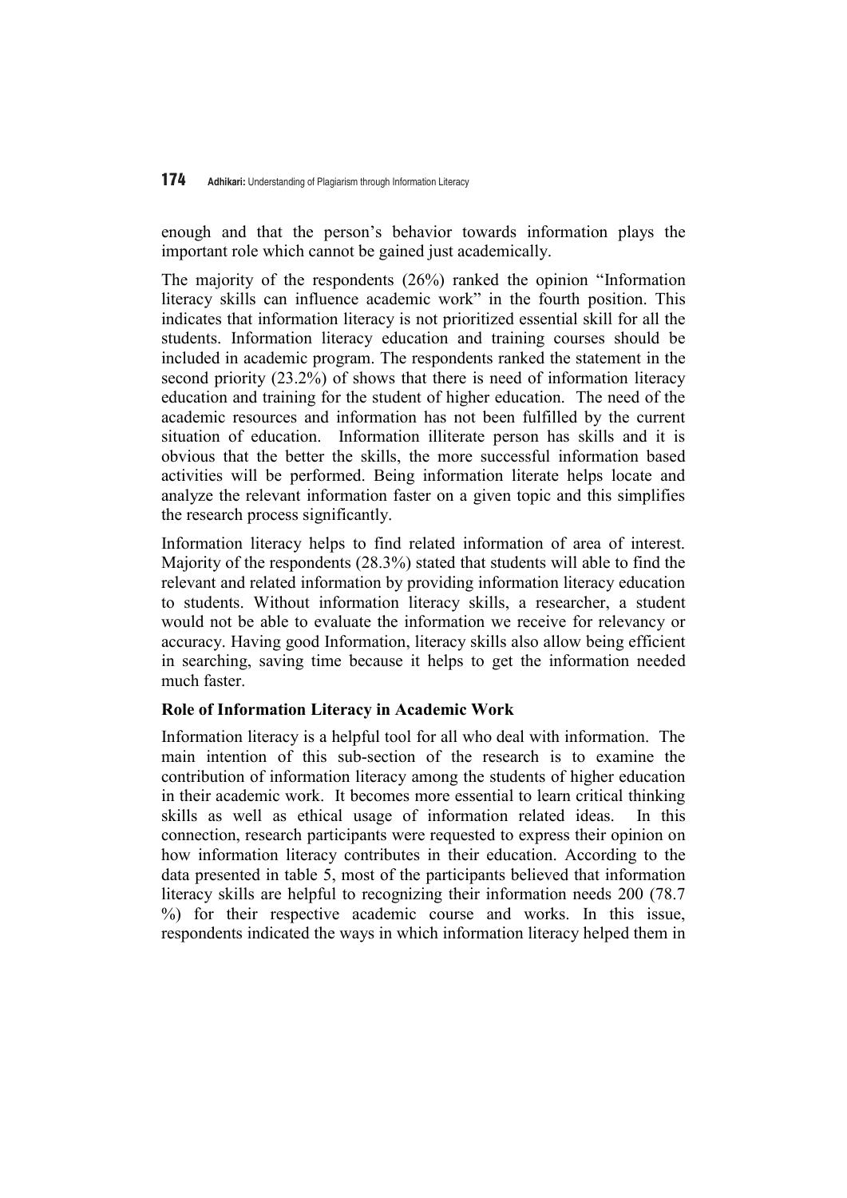enough and that the person's behavior towards information plays the important role which cannot be gained just academically.

The majority of the respondents (26%) ranked the opinion "Information literacy skills can influence academic work" in the fourth position. This indicates that information literacy is not prioritized essential skill for all the students. Information literacy education and training courses should be included in academic program. The respondents ranked the statement in the second priority (23.2%) of shows that there is need of information literacy education and training for the student of higher education. The need of the academic resources and information has not been fulfilled by the current situation of education. Information illiterate person has skills and it is obvious that the better the skills, the more successful information based activities will be performed. Being information literate helps locate and analyze the relevant information faster on a given topic and this simplifies the research process significantly.

Information literacy helps to find related information of area of interest. Majority of the respondents (28.3%) stated that students will able to find the relevant and related information by providing information literacy education to students. Without information literacy skills, a researcher, a student would not be able to evaluate the information we receive for relevancy or accuracy. Having good Information, literacy skills also allow being efficient in searching, saving time because it helps to get the information needed much faster.

### Role of Information Literacy in Academic Work

Information literacy is a helpful tool for all who deal with information. The main intention of this sub-section of the research is to examine the contribution of information literacy among the students of higher education in their academic work. It becomes more essential to learn critical thinking skills as well as ethical usage of information related ideas. In this connection, research participants were requested to express their opinion on how information literacy contributes in their education. According to the data presented in table 5, most of the participants believed that information literacy skills are helpful to recognizing their information needs 200 (78.7 %) for their respective academic course and works. In this issue, respondents indicated the ways in which information literacy helped them in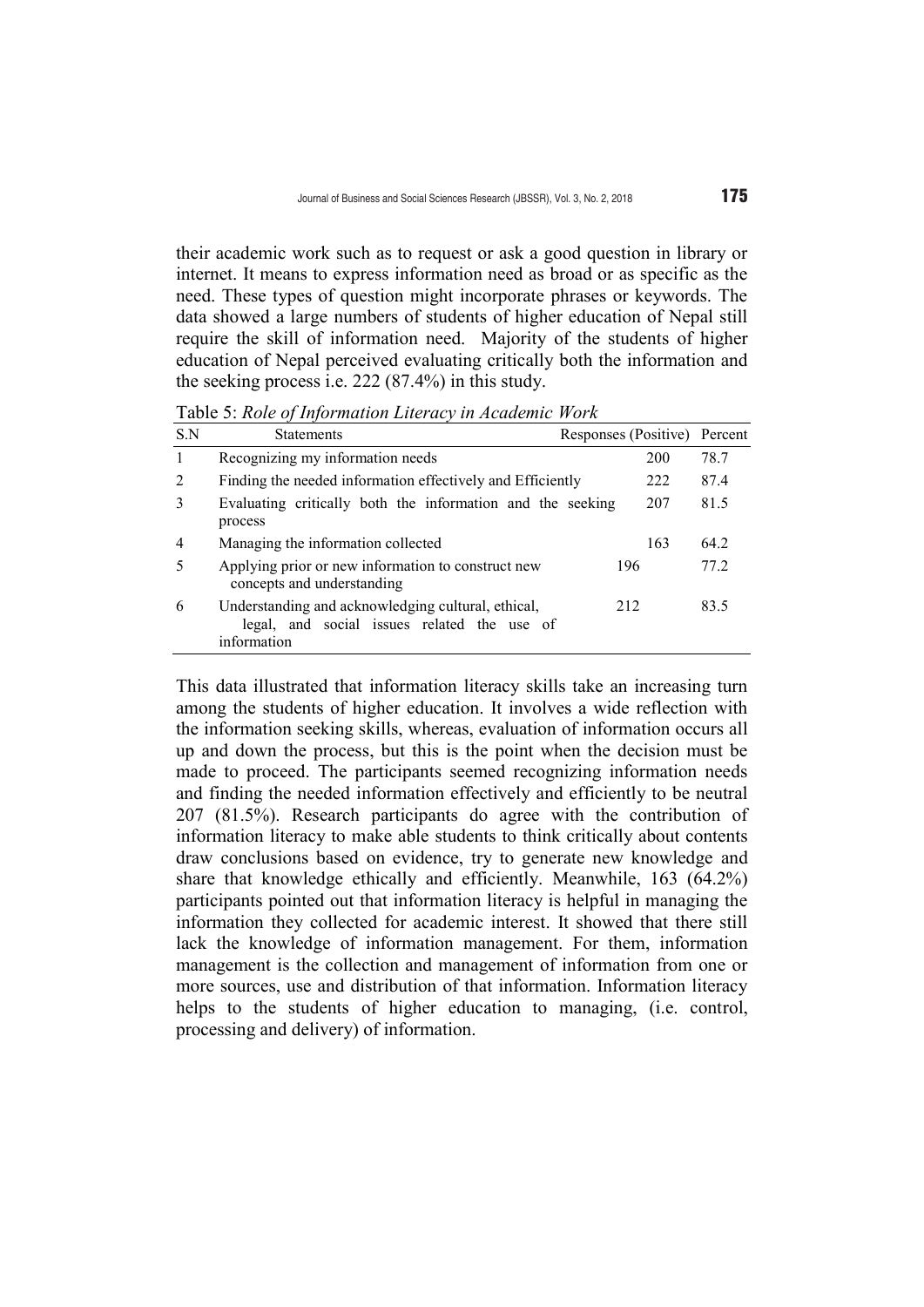their academic work such as to request or ask a good question in library or internet. It means to express information need as broad or as specific as the need. These types of question might incorporate phrases or keywords. The data showed a large numbers of students of higher education of Nepal still require the skill of information need. Majority of the students of higher education of Nepal perceived evaluating critically both the information and the seeking process i.e. 222 (87.4%) in this study.

Table 5: *Role of Information Literacy in Academic Work*

| S.N | Statements | Responses (Positive) | Percent |
|---|---|---|---|
| 1 | Recognizing my information needs | 200 | 78.7 |
| 2 | Finding the needed information effectively and Efficiently | 222 | 87.4 |
| 3 | Evaluating critically both the information and the seeking process | 207 | 81.5 |
| 4 | Managing the information collected | 163 | 64.2 |
| 5 | Applying prior or new information to construct new concepts and understanding | 196 | 77.2 |
| 6 | Understanding and acknowledging cultural, ethical, legal, and social issues related the use of information | 212 | 83.5 |

This data illustrated that information literacy skills take an increasing turn among the students of higher education. It involves a wide reflection with the information seeking skills, whereas, evaluation of information occurs all up and down the process, but this is the point when the decision must be made to proceed. The participants seemed recognizing information needs and finding the needed information effectively and efficiently to be neutral 207 (81.5%). Research participants do agree with the contribution of information literacy to make able students to think critically about contents draw conclusions based on evidence, try to generate new knowledge and share that knowledge ethically and efficiently. Meanwhile, 163 (64.2%) participants pointed out that information literacy is helpful in managing the information they collected for academic interest. It showed that there still lack the knowledge of information management. For them, information management is the collection and management of information from one or more sources, use and distribution of that information. Information literacy helps to the students of higher education to managing, (i.e. control, processing and delivery) of information.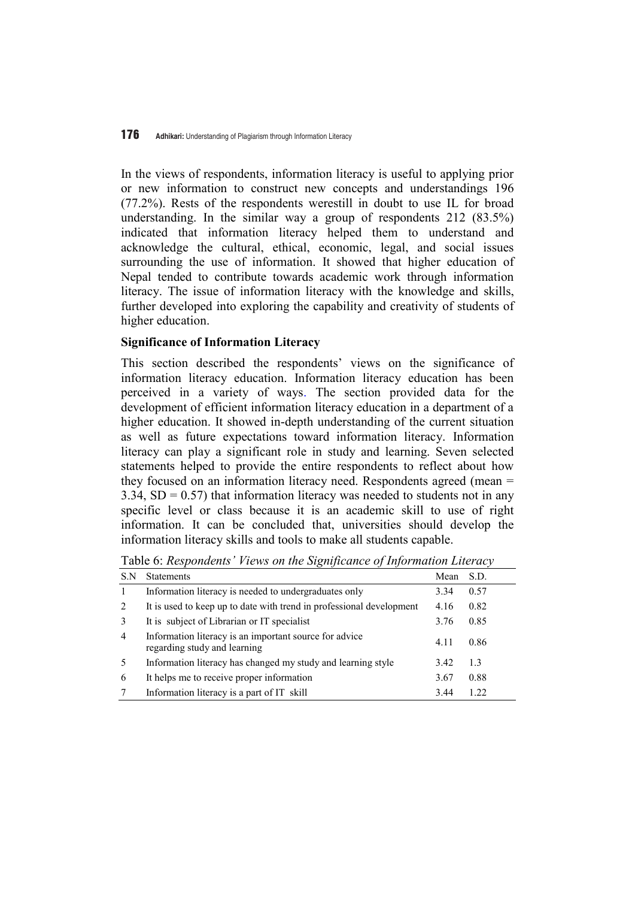In the views of respondents, information literacy is useful to applying prior or new information to construct new concepts and understandings 196 (77.2%). Rests of the respondents werestill in doubt to use IL for broad understanding. In the similar way a group of respondents 212 (83.5%) indicated that information literacy helped them to understand and acknowledge the cultural, ethical, economic, legal, and social issues surrounding the use of information. It showed that higher education of Nepal tended to contribute towards academic work through information literacy. The issue of information literacy with the knowledge and skills, further developed into exploring the capability and creativity of students of higher education.

### Significance of Information Literacy

This section described the respondents' views on the significance of information literacy education. Information literacy education has been perceived in a variety of ways. The section provided data for the development of efficient information literacy education in a department of a higher education. It showed in-depth understanding of the current situation as well as future expectations toward information literacy. Information literacy can play a significant role in study and learning. Seven selected statements helped to provide the entire respondents to reflect about how they focused on an information literacy need. Respondents agreed (mean = 3.34, SD = 0.57) that information literacy was needed to students not in any specific level or class because it is an academic skill to use of right information. It can be concluded that, universities should develop the information literacy skills and tools to make all students capable.

Table 6: *Respondents' Views on the Significance of Information Literacy*

| S.N | Statements | Mean | S.D. |
|---|---|---|---|
| 1 | Information literacy is needed to undergraduates only | 3.34 | 0.57 |
| 2 | It is used to keep up to date with trend in professional development | 4.16 | 0.82 |
| 3 | It is subject of Librarian or IT specialist | 3.76 | 0.85 |
| 4 | Information literacy is an important source for advice regarding study and learning | 4.11 | 0.86 |
| 5 | Information literacy has changed my study and learning style | 3.42 | 1.3 |
| 6 | It helps me to receive proper information | 3.67 | 0.88 |
| 7 | Information literacy is a part of IT skill | 3.44 | 1.22 |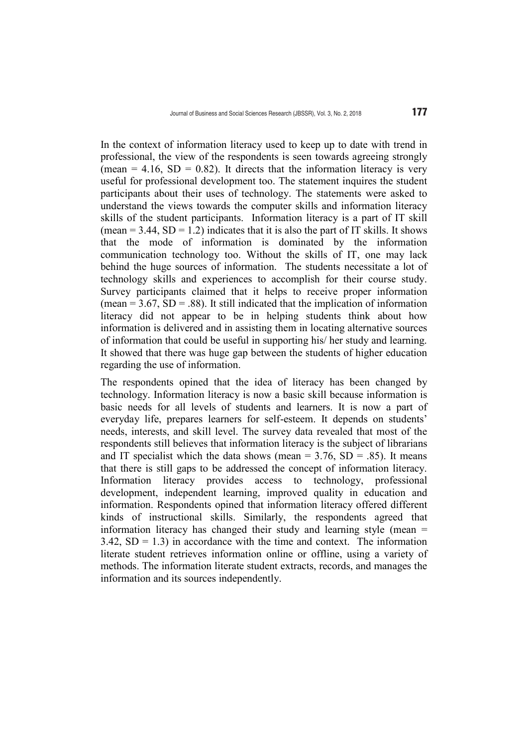In the context of information literacy used to keep up to date with trend in professional, the view of the respondents is seen towards agreeing strongly (mean = 4.16, SD = 0.82). It directs that the information literacy is very useful for professional development too. The statement inquires the student participants about their uses of technology. The statements were asked to understand the views towards the computer skills and information literacy skills of the student participants. Information literacy is a part of IT skill (mean = 3.44, SD = 1.2) indicates that it is also the part of IT skills. It shows that the mode of information is dominated by the information communication technology too. Without the skills of IT, one may lack behind the huge sources of information. The students necessitate a lot of technology skills and experiences to accomplish for their course study. Survey participants claimed that it helps to receive proper information (mean = 3.67, SD = .88). It still indicated that the implication of information literacy did not appear to be in helping students think about how information is delivered and in assisting them in locating alternative sources of information that could be useful in supporting his/ her study and learning. It showed that there was huge gap between the students of higher education regarding the use of information.

The respondents opined that the idea of literacy has been changed by technology. Information literacy is now a basic skill because information is basic needs for all levels of students and learners. It is now a part of everyday life, prepares learners for self-esteem. It depends on students' needs, interests, and skill level. The survey data revealed that most of the respondents still believes that information literacy is the subject of librarians and IT specialist which the data shows (mean = 3.76, SD = .85). It means that there is still gaps to be addressed the concept of information literacy. Information literacy provides access to technology, professional development, independent learning, improved quality in education and information. Respondents opined that information literacy offered different kinds of instructional skills. Similarly, the respondents agreed that information literacy has changed their study and learning style (mean = 3.42, SD = 1.3) in accordance with the time and context. The information literate student retrieves information online or offline, using a variety of methods. The information literate student extracts, records, and manages the information and its sources independently.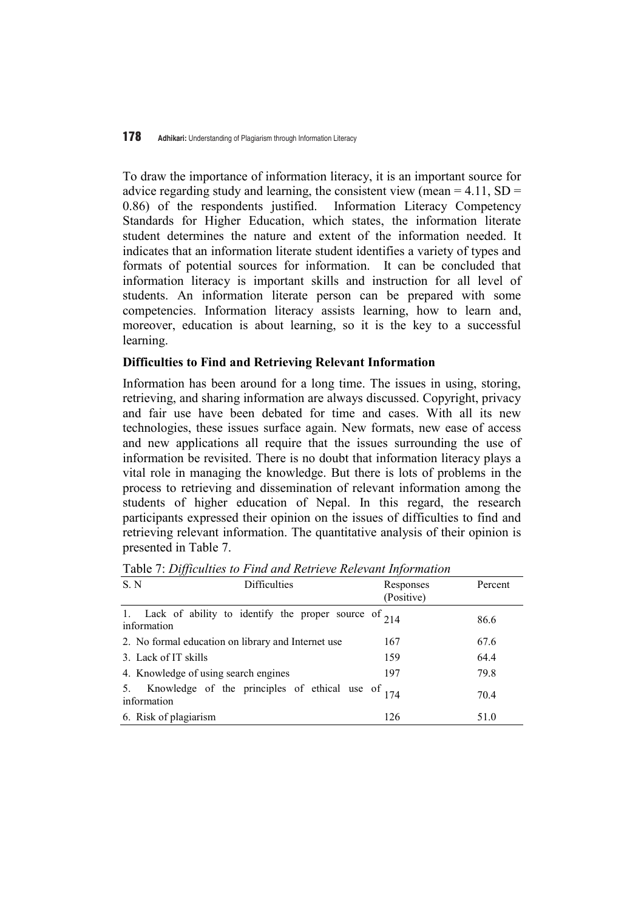To draw the importance of information literacy, it is an important source for advice regarding study and learning, the consistent view (mean = 4.11, SD = 0.86) of the respondents justified. Information Literacy Competency Standards for Higher Education, which states, the information literate student determines the nature and extent of the information needed. It indicates that an information literate student identifies a variety of types and formats of potential sources for information. It can be concluded that information literacy is important skills and instruction for all level of students. An information literate person can be prepared with some competencies. Information literacy assists learning, how to learn and, moreover, education is about learning, so it is the key to a successful learning.

### Difficulties to Find and Retrieving Relevant Information

Information has been around for a long time. The issues in using, storing, retrieving, and sharing information are always discussed. Copyright, privacy and fair use have been debated for time and cases. With all its new technologies, these issues surface again. New formats, new ease of access and new applications all require that the issues surrounding the use of information be revisited. There is no doubt that information literacy plays a vital role in managing the knowledge. But there is lots of problems in the process to retrieving and dissemination of relevant information among the students of higher education of Nepal. In this regard, the research participants expressed their opinion on the issues of difficulties to find and retrieving relevant information. The quantitative analysis of their opinion is presented in Table 7.

Table 7: *Difficulties to Find and Retrieve Relevant Information*

| S. N | Difficulties | Responses (Positive) | Percent |
|---|---|---|---|
| 1. | Lack of ability to identify the proper source of information | 214 | 86.6 |
| 2. | No formal education on library and Internet use | 167 | 67.6 |
| 3. | Lack of IT skills | 159 | 64.4 |
| 4. | Knowledge of using search engines | 197 | 79.8 |
| 5. | Knowledge of the principles of ethical use of information | 174 | 70.4 |
| 6. | Risk of plagiarism | 126 | 51.0 |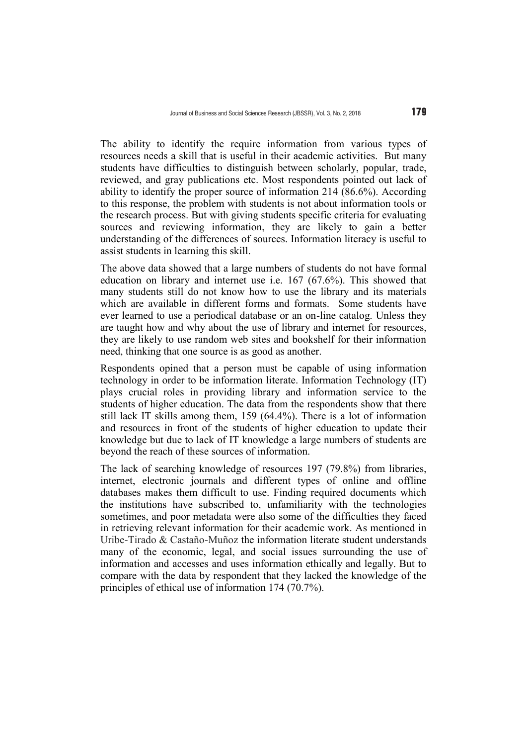The ability to identify the require information from various types of resources needs a skill that is useful in their academic activities. But many students have difficulties to distinguish between scholarly, popular, trade, reviewed, and gray publications etc. Most respondents pointed out lack of ability to identify the proper source of information 214 (86.6%). According to this response, the problem with students is not about information tools or the research process. But with giving students specific criteria for evaluating sources and reviewing information, they are likely to gain a better understanding of the differences of sources. Information literacy is useful to assist students in learning this skill.

The above data showed that a large numbers of students do not have formal education on library and internet use i.e. 167 (67.6%). This showed that many students still do not know how to use the library and its materials which are available in different forms and formats. Some students have ever learned to use a periodical database or an on-line catalog. Unless they are taught how and why about the use of library and internet for resources, they are likely to use random web sites and bookshelf for their information need, thinking that one source is as good as another.

Respondents opined that a person must be capable of using information technology in order to be information literate. Information Technology (IT) plays crucial roles in providing library and information service to the students of higher education. The data from the respondents show that there still lack IT skills among them, 159 (64.4%). There is a lot of information and resources in front of the students of higher education to update their knowledge but due to lack of IT knowledge a large numbers of students are beyond the reach of these sources of information.

The lack of searching knowledge of resources 197 (79.8%) from libraries, internet, electronic journals and different types of online and offline databases makes them difficult to use. Finding required documents which the institutions have subscribed to, unfamiliarity with the technologies sometimes, and poor metadata were also some of the difficulties they faced in retrieving relevant information for their academic work. As mentioned in Uribe-Tirado & Castaño-Muñoz the information literate student understands many of the economic, legal, and social issues surrounding the use of information and accesses and uses information ethically and legally. But to compare with the data by respondent that they lacked the knowledge of the principles of ethical use of information 174 (70.7%).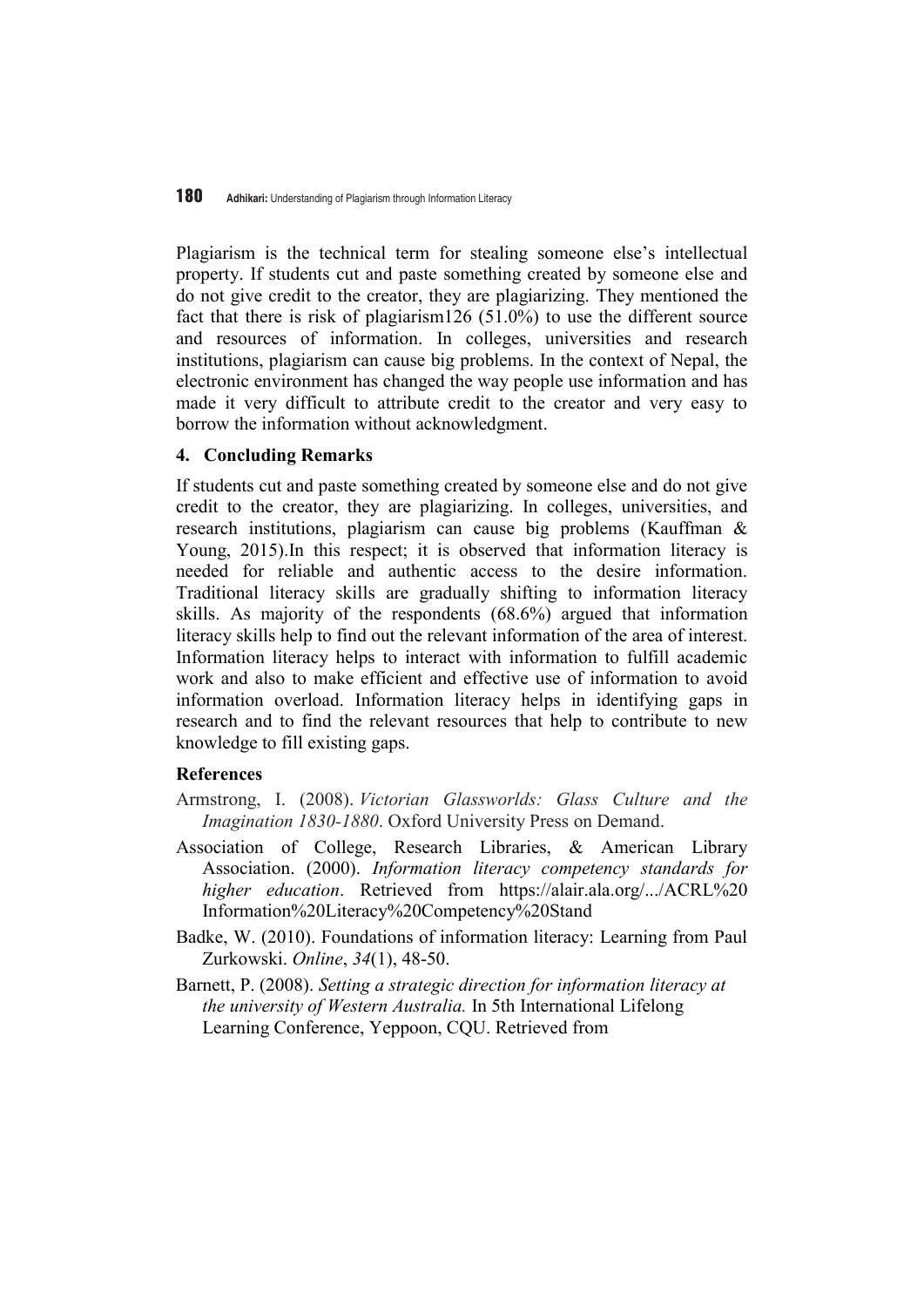Plagiarism is the technical term for stealing someone else's intellectual property. If students cut and paste something created by someone else and do not give credit to the creator, they are plagiarizing. They mentioned the fact that there is risk of plagiarism126 (51.0%) to use the different source and resources of information. In colleges, universities and research institutions, plagiarism can cause big problems. In the context of Nepal, the electronic environment has changed the way people use information and has made it very difficult to attribute credit to the creator and very easy to borrow the information without acknowledgment.

## 4. Concluding Remarks

If students cut and paste something created by someone else and do not give credit to the creator, they are plagiarizing. In colleges, universities, and research institutions, plagiarism can cause big problems (Kauffman & Young, 2015).In this respect; it is observed that information literacy is needed for reliable and authentic access to the desire information. Traditional literacy skills are gradually shifting to information literacy skills. As majority of the respondents (68.6%) argued that information literacy skills help to find out the relevant information of the area of interest. Information literacy helps to interact with information to fulfill academic work and also to make efficient and effective use of information to avoid information overload. Information literacy helps in identifying gaps in research and to find the relevant resources that help to contribute to new knowledge to fill existing gaps.

## References

Armstrong, I. (2008). *Victorian Glassworlds: Glass Culture and the Imagination 1830-1880*. Oxford University Press on Demand.

Association of College, Research Libraries, & American Library Association. (2000). *Information literacy competency standards for higher education*. Retrieved from https://alair.ala.org/.../ACRL%20 Information%20Literacy%20Competency%20Stand

Badke, W. (2010). Foundations of information literacy: Learning from Paul Zurkowski. *Online*, *34*(1), 48-50.

Barnett, P. (2008). *Setting a strategic direction for information literacy at the university of Western Australia.* In 5th International Lifelong Learning Conference, Yeppoon, CQU. Retrieved from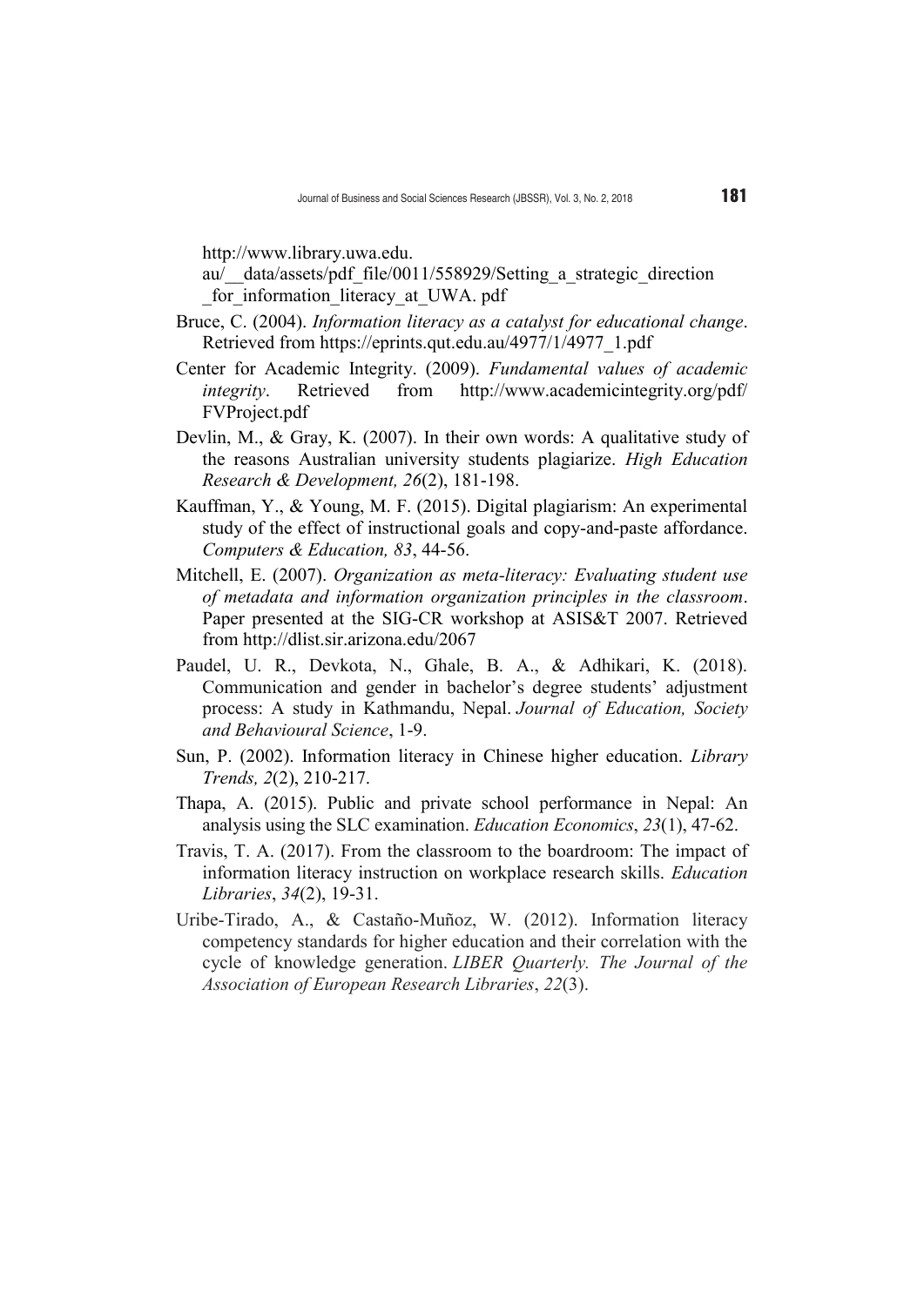http://www.library.uwa.edu.au/__data/assets/pdf_file/0011/558929/Setting_a_strategic_direction_for_information_literacy_at_UWA. pdf

Bruce, C. (2004). *Information literacy as a catalyst for educational change*. Retrieved from https://eprints.qut.edu.au/4977/1/4977_1.pdf

Center for Academic Integrity. (2009). *Fundamental values of academic integrity*. Retrieved from http://www.academicintegrity.org/pdf/FVProject.pdf

Devlin, M., & Gray, K. (2007). In their own words: A qualitative study of the reasons Australian university students plagiarize. *High Education Research & Development, 26*(2), 181-198.

Kauffman, Y., & Young, M. F. (2015). Digital plagiarism: An experimental study of the effect of instructional goals and copy-and-paste affordance. *Computers & Education, 83*, 44-56.

Mitchell, E. (2007). *Organization as meta-literacy: Evaluating student use of metadata and information organization principles in the classroom*. Paper presented at the SIG-CR workshop at ASIS&T 2007. Retrieved from http://dlist.sir.arizona.edu/2067

Paudel, U. R., Devkota, N., Ghale, B. A., & Adhikari, K. (2018). Communication and gender in bachelor's degree students' adjustment process: A study in Kathmandu, Nepal. *Journal of Education, Society and Behavioural Science*, 1-9.

Sun, P. (2002). Information literacy in Chinese higher education. *Library Trends, 2*(2), 210-217.

Thapa, A. (2015). Public and private school performance in Nepal: An analysis using the SLC examination. *Education Economics*, *23*(1), 47-62.

Travis, T. A. (2017). From the classroom to the boardroom: The impact of information literacy instruction on workplace research skills. *Education Libraries*, *34*(2), 19-31.

Uribe-Tirado, A., & Castaño-Muñoz, W. (2012). Information literacy competency standards for higher education and their correlation with the cycle of knowledge generation. *LIBER Quarterly. The Journal of the Association of European Research Libraries*, *22*(3).